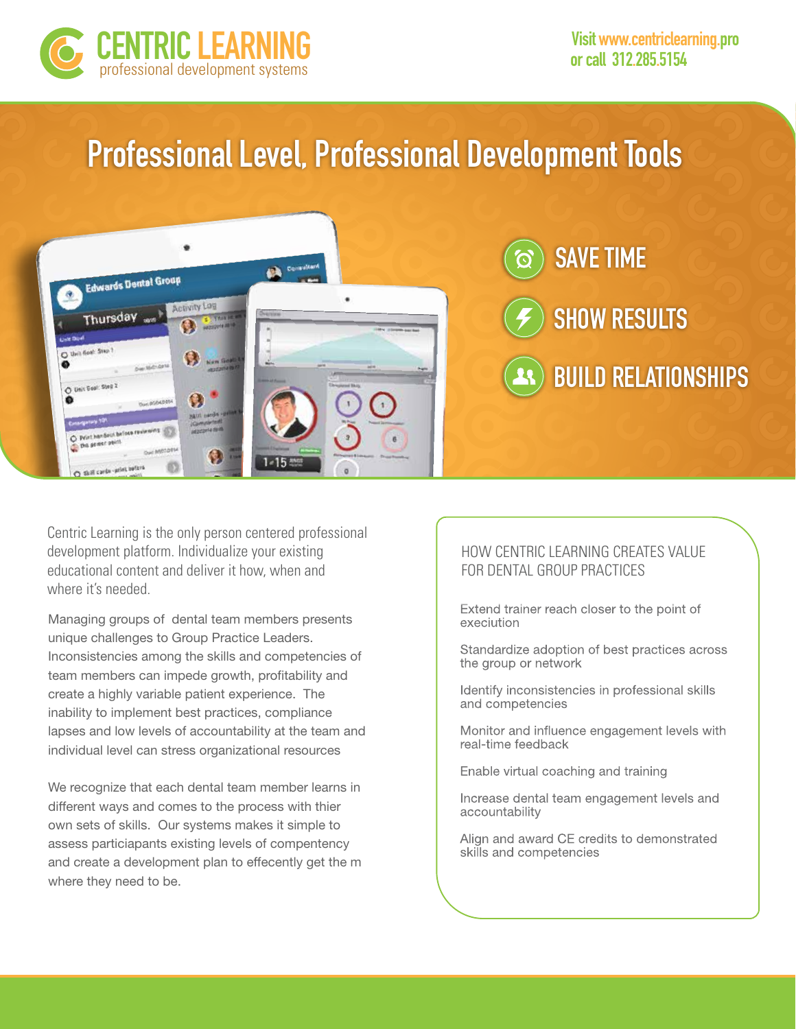# CENTRIC LEARNING
professional development systems

Visit www.centriclearning.pro
or call 312.285.5154

## Professional Level, Professional Development Tools

- SAVE TIME
- SHOW RESULTS
- BUILD RELATIONSHIPS

Centric Learning is the only person centered professional development platform. Individualize your existing educational content and deliver it how, when and where it's needed.

Managing groups of dental team members presents unique challenges to Group Practice Leaders. Inconsistencies among the skills and competencies of team members can impede growth, profitability and create a highly variable patient experience. The inability to implement best practices, compliance lapses and low levels of accountability at the team and individual level can stress organizational resources

We recognize that each dental team member learns in different ways and comes to the process with thier own sets of skills. Our systems makes it simple to assess particiapants existing levels of compentency and create a development plan to effecently get the m where they need to be.

### HOW CENTRIC LEARNING CREATES VALUE FOR DENTAL GROUP PRACTICES

Extend trainer reach closer to the point of execiution

Standardize adoption of best practices across the group or network

Identify inconsistencies in professional skills and competencies

Monitor and influence engagement levels with real-time feedback

Enable virtual coaching and training

Increase dental team engagement levels and accountability

Align and award CE credits to demonstrated skills and competencies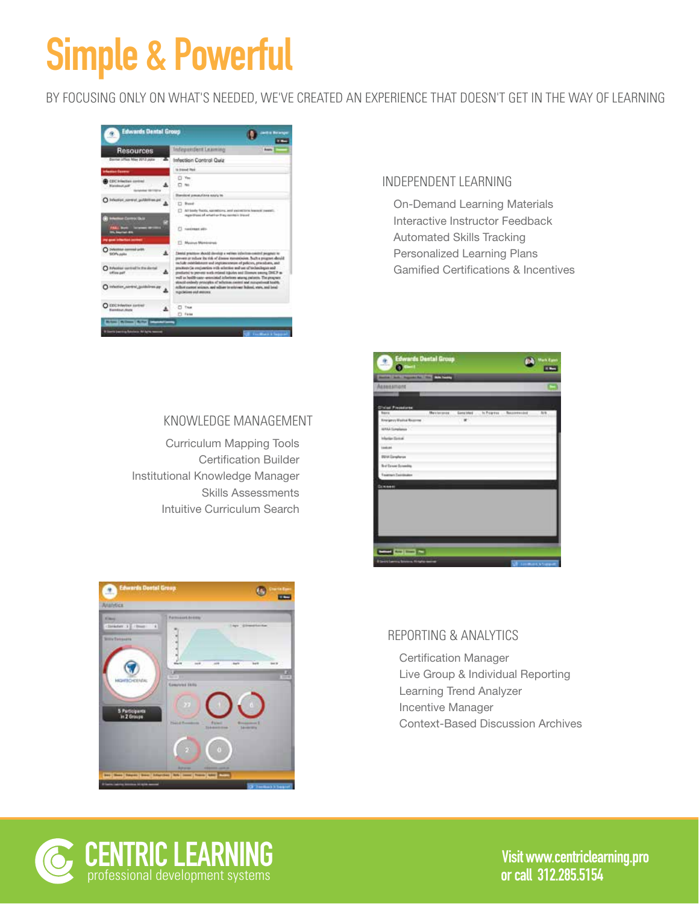# Simple & Powerful

BY FOCUSING ONLY ON WHAT'S NEEDED, WE'VE CREATED AN EXPERIENCE THAT DOESN'T GET IN THE WAY OF LEARNING

## INDEPENDENT LEARNING

- On-Demand Learning Materials
- Interactive Instructor Feedback
- Automated Skills Tracking
- Personalized Learning Plans
- Gamified Certifications & Incentives

## KNOWLEDGE MANAGEMENT

- Curriculum Mapping Tools
- Certification Builder
- Institutional Knowledge Manager
- Skills Assessments
- Intuitive Curriculum Search

## REPORTING & ANALYTICS

- Certification Manager
- Live Group & Individual Reporting
- Learning Trend Analyzer
- Incentive Manager
- Context-Based Discussion Archives

**CENTRIC LEARNING**
professional development systems

Visit www.centriclearning.pro
or call 312.285.5154